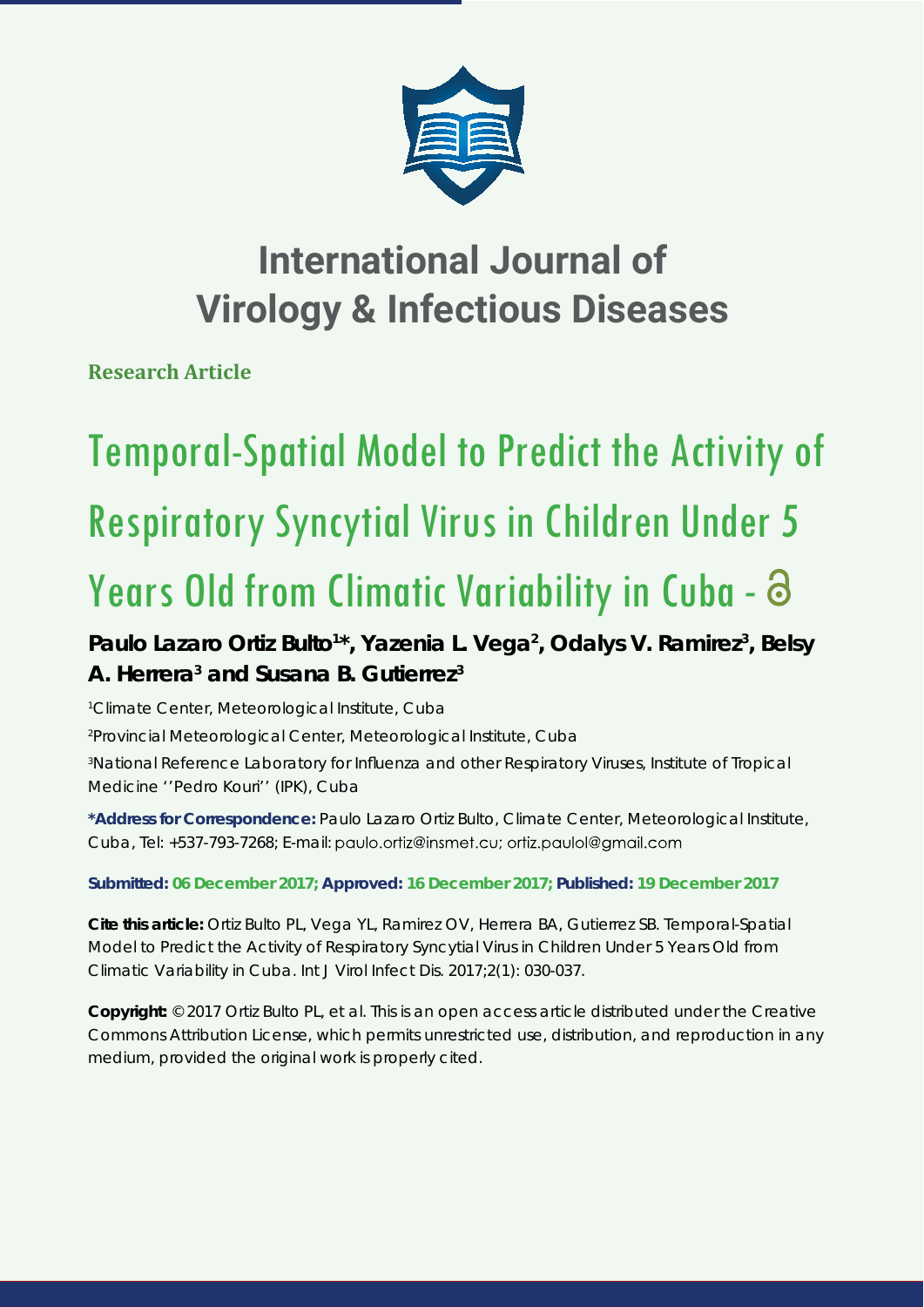# International Journal of Virology & Infectious Diseases

**Research Article**

# Temporal-Spatial Model to Predict the Activity of Respiratory Syncytial Virus in Children Under 5 Years Old from Climatic Variability in Cuba -

**Paulo Lazaro Ortiz Bulto[1]*, Yazenia L. Vega[2], Odalys V. Ramirez[3], Belsy A. Herrera[3] and Susana B. Gutierrez[3]**

[1]Climate Center, Meteorological Institute, Cuba

[2]Provincial Meteorological Center, Meteorological Institute, Cuba

[3]National Reference Laboratory for Influenza and other Respiratory Viruses, Institute of Tropical Medicine ''Pedro Kouri'' (IPK), Cuba

**\*Address for Correspondence:** Paulo Lazaro Ortiz Bulto, Climate Center, Meteorological Institute, Cuba, Tel: +537-793-7268; E-mail: paulo.ortiz@insmet.cu; ortiz.paulol@gmail.com

**Submitted: 06 December 2017; Approved: 16 December 2017; Published: 19 December 2017**

**Cite this article:** Ortiz Bulto PL, Vega YL, Ramirez OV, Herrera BA, Gutierrez SB. Temporal-Spatial Model to Predict the Activity of Respiratory Syncytial Virus in Children Under 5 Years Old from Climatic Variability in Cuba. Int J Virol Infect Dis. 2017;2(1): 030-037.

**Copyright:** © 2017 Ortiz Bulto PL, et al. This is an open access article distributed under the Creative Commons Attribution License, which permits unrestricted use, distribution, and reproduction in any medium, provided the original work is properly cited.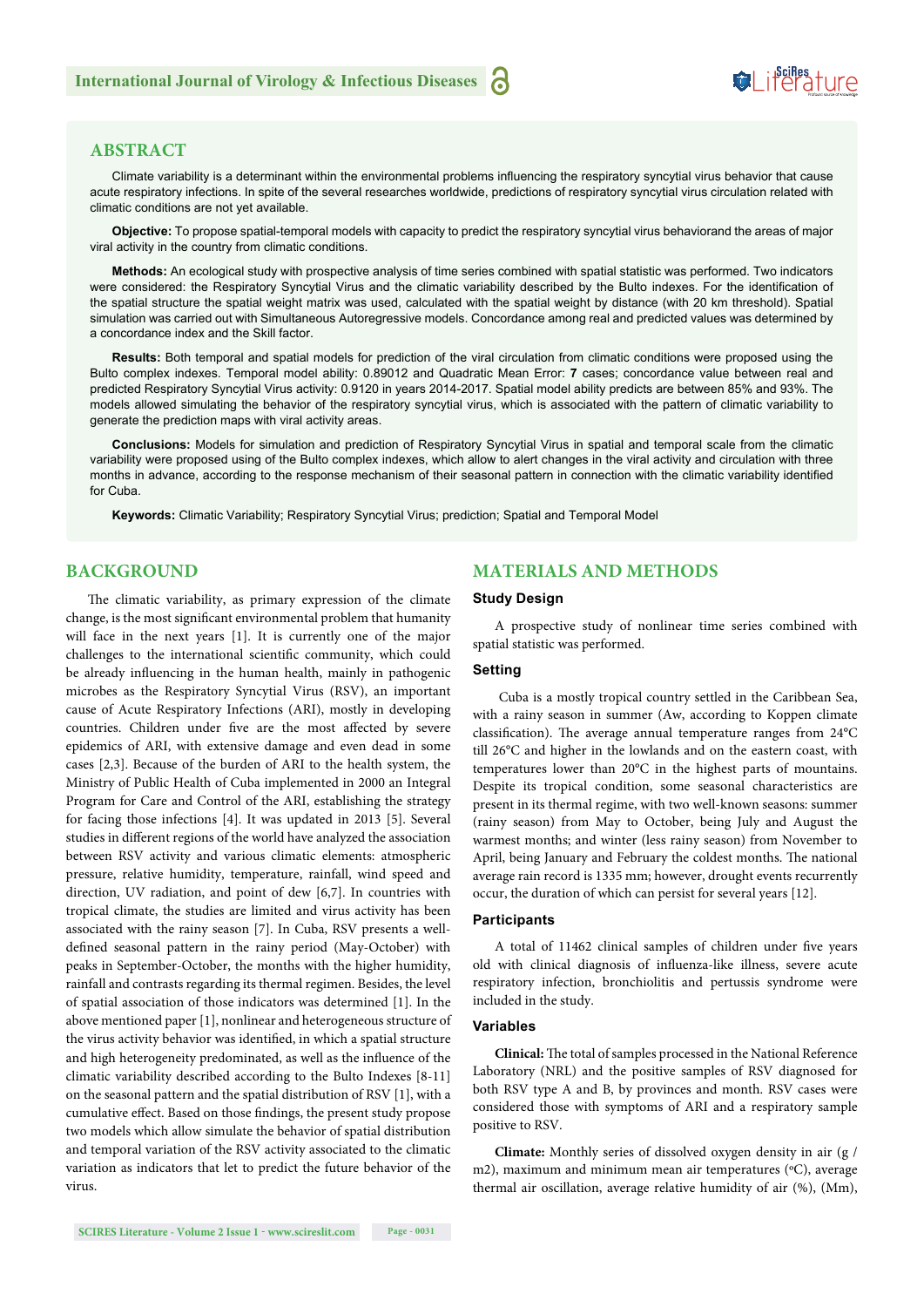## ABSTRACT

Climate variability is a determinant within the environmental problems influencing the respiratory syncytial virus behavior that cause acute respiratory infections. In spite of the several researches worldwide, predictions of respiratory syncytial virus circulation related with climatic conditions are not yet available.

**Objective:** To propose spatial-temporal models with capacity to predict the respiratory syncytial virus behaviorand the areas of major viral activity in the country from climatic conditions.

**Methods:** An ecological study with prospective analysis of time series combined with spatial statistic was performed. Two indicators were considered: the Respiratory Syncytial Virus and the climatic variability described by the Bulto indexes. For the identification of the spatial structure the spatial weight matrix was used, calculated with the spatial weight by distance (with 20 km threshold). Spatial simulation was carried out with Simultaneous Autoregressive models. Concordance among real and predicted values was determined by a concordance index and the Skill factor.

**Results:** Both temporal and spatial models for prediction of the viral circulation from climatic conditions were proposed using the Bulto complex indexes. Temporal model ability: 0.89012 and Quadratic Mean Error: **7** cases; concordance value between real and predicted Respiratory Syncytial Virus activity: 0.9120 in years 2014-2017. Spatial model ability predicts are between 85% and 93%. The models allowed simulating the behavior of the respiratory syncytial virus, which is associated with the pattern of climatic variability to generate the prediction maps with viral activity areas.

**Conclusions:** Models for simulation and prediction of Respiratory Syncytial Virus in spatial and temporal scale from the climatic variability were proposed using of the Bulto complex indexes, which allow to alert changes in the viral activity and circulation with three months in advance, according to the response mechanism of their seasonal pattern in connection with the climatic variability identified for Cuba.

**Keywords:** Climatic Variability; Respiratory Syncytial Virus; prediction; Spatial and Temporal Model

## BACKGROUND

The climatic variability, as primary expression of the climate change, is the most significant environmental problem that humanity will face in the next years [1]. It is currently one of the major challenges to the international scientific community, which could be already influencing in the human health, mainly in pathogenic microbes as the Respiratory Syncytial Virus (RSV), an important cause of Acute Respiratory Infections (ARI), mostly in developing countries. Children under five are the most affected by severe epidemics of ARI, with extensive damage and even dead in some cases [2,3]. Because of the burden of ARI to the health system, the Ministry of Public Health of Cuba implemented in 2000 an Integral Program for Care and Control of the ARI, establishing the strategy for facing those infections [4]. It was updated in 2013 [5]. Several studies in different regions of the world have analyzed the association between RSV activity and various climatic elements: atmospheric pressure, relative humidity, temperature, rainfall, wind speed and direction, UV radiation, and point of dew [6,7]. In countries with tropical climate, the studies are limited and virus activity has been associated with the rainy season [7]. In Cuba, RSV presents a well-defined seasonal pattern in the rainy period (May-October) with peaks in September-October, the months with the higher humidity, rainfall and contrasts regarding its thermal regimen. Besides, the level of spatial association of those indicators was determined [1]. In the above mentioned paper [1], nonlinear and heterogeneous structure of the virus activity behavior was identified, in which a spatial structure and high heterogeneity predominated, as well as the influence of the climatic variability described according to the Bulto Indexes [8-11] on the seasonal pattern and the spatial distribution of RSV [1], with a cumulative effect. Based on those findings, the present study propose two models which allow simulate the behavior of spatial distribution and temporal variation of the RSV activity associated to the climatic variation as indicators that let to predict the future behavior of the virus.

## MATERIALS AND METHODS

### Study Design

A prospective study of nonlinear time series combined with spatial statistic was performed.

### Setting

Cuba is a mostly tropical country settled in the Caribbean Sea, with a rainy season in summer (Aw, according to Koppen climate classification). The average annual temperature ranges from 24°C till 26°C and higher in the lowlands and on the eastern coast, with temperatures lower than 20°C in the highest parts of mountains. Despite its tropical condition, some seasonal characteristics are present in its thermal regime, with two well-known seasons: summer (rainy season) from May to October, being July and August the warmest months; and winter (less rainy season) from November to April, being January and February the coldest months. The national average rain record is 1335 mm; however, drought events recurrently occur, the duration of which can persist for several years [12].

### Participants

A total of 11462 clinical samples of children under five years old with clinical diagnosis of influenza-like illness, severe acute respiratory infection, bronchiolitis and pertussis syndrome were included in the study.

### Variables

**Clinical:** The total of samples processed in the National Reference Laboratory (NRL) and the positive samples of RSV diagnosed for both RSV type A and B, by provinces and month. RSV cases were considered those with symptoms of ARI and a respiratory sample positive to RSV.

**Climate:** Monthly series of dissolved oxygen density in air (g / m2), maximum and minimum mean air temperatures (ºC), average thermal air oscillation, average relative humidity of air (%), (Mm),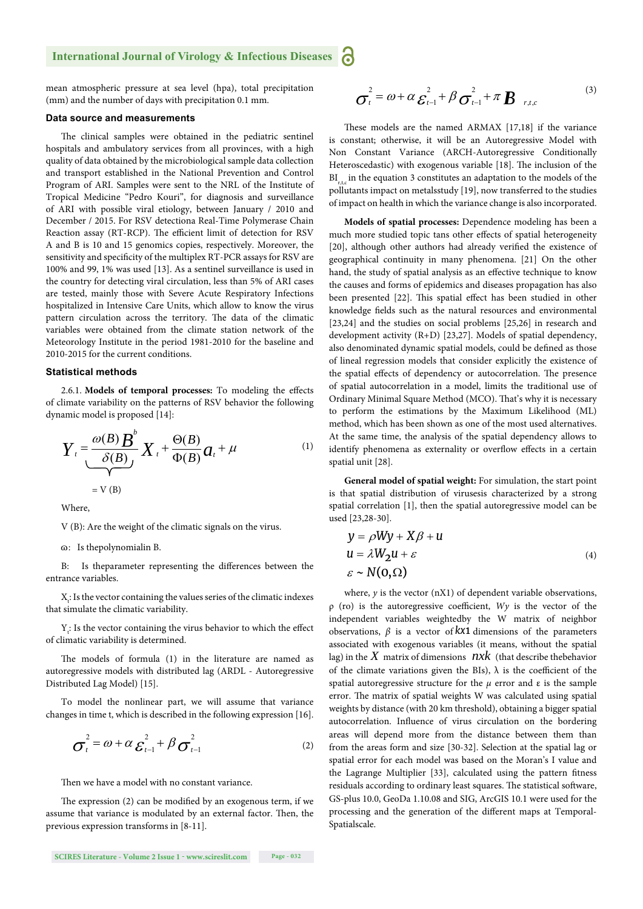mean atmospheric pressure at sea level (hpa), total precipitation (mm) and the number of days with precipitation 0.1 mm.

### Data source and measurements

The clinical samples were obtained in the pediatric sentinel hospitals and ambulatory services from all provinces, with a high quality of data obtained by the microbiological sample data collection and transport established in the National Prevention and Control Program of ARI. Samples were sent to the NRL of the Institute of Tropical Medicine "Pedro Kouri", for diagnosis and surveillance of ARI with possible viral etiology, between January / 2010 and December / 2015. For RSV detectiona Real-Time Polymerase Chain Reaction assay (RT-RCP). The efficient limit of detection for RSV A and B is 10 and 15 genomics copies, respectively. Moreover, the sensitivity and specificity of the multiplex RT-PCR assays for RSV are 100% and 99, 1% was used [13]. As a sentinel surveillance is used in the country for detecting viral circulation, less than 5% of ARI cases are tested, mainly those with Severe Acute Respiratory Infections hospitalized in Intensive Care Units, which allow to know the virus pattern circulation across the territory. The data of the climatic variables were obtained from the climate station network of the Meteorology Institute in the period 1981-2010 for the baseline and 2010-2015 for the current conditions.

### Statistical methods

2.6.1. **Models of temporal processes:** To modeling the effects of climate variability on the patterns of RSV behavior the following dynamic model is proposed [14]:

$$Y_t = \underbrace{\frac{\omega(B)B^b}{\delta(B)}}_{= V(B)} X_t + \frac{\Theta(B)}{\Phi(B)} a_t + \mu \tag{1}$$

Where,

V (B): Are the weight of the climatic signals on the virus.

ω: Is thepolynomialin B.

B: Is theparameter representing the differences between the entrance variables.

$X_t$: Is the vector containing the values series of the climatic indexes that simulate the climatic variability.

$Y_t$: Is the vector containing the virus behavior to which the effect of climatic variability is determined.

The models of formula (1) in the literature are named as autoregressive models with distributed lag (ARDL - Autoregressive Distributed Lag Model) [15].

To model the nonlinear part, we will assume that variance changes in time t, which is described in the following expression [16].

$$\sigma_t^2 = \omega + \alpha\,\varepsilon_{t-1}^2 + \beta\,\sigma_{t-1}^2 \tag{2}$$

Then we have a model with no constant variance.

The expression (2) can be modified by an exogenous term, if we assume that variance is modulated by an external factor. Then, the previous expression transforms in [8-11].

$$\sigma_t^2 = \omega + \alpha\,\varepsilon_{t-1}^2 + \beta\,\sigma_{t-1}^2 + \pi\,\mathbf{B}_{r,t,c} \tag{3}$$

These models are the named ARMAX [17,18] if the variance is constant; otherwise, it will be an Autoregressive Model with Non Constant Variance (ARCH-Autoregressive Conditionally Heteroscedastic) with exogenous variable [18]. The inclusion of the $BI_{r,t,c}$ in the equation 3 constitutes an adaptation to the models of the pollutants impact on metalsstudy [19], now transferred to the studies of impact on health in which the variance change is also incorporated.

**Models of spatial processes:** Dependence modeling has been a much more studied topic tans other effects of spatial heterogeneity [20], although other authors had already verified the existence of geographical continuity in many phenomena. [21] On the other hand, the study of spatial analysis as an effective technique to know the causes and forms of epidemics and diseases propagation has also been presented [22]. This spatial effect has been studied in other knowledge fields such as the natural resources and environmental [23,24] and the studies on social problems [25,26] in research and development activity (R+D) [23,27]. Models of spatial dependency, also denominated dynamic spatial models, could be defined as those of lineal regression models that consider explicitly the existence of the spatial effects of dependency or autocorrelation. The presence of spatial autocorrelation in a model, limits the traditional use of Ordinary Minimal Square Method (MCO). That's why it is necessary to perform the estimations by the Maximum Likelihood (ML) method, which has been shown as one of the most used alternatives. At the same time, the analysis of the spatial dependency allows to identify phenomena as externality or overflow effects in a certain spatial unit [28].

**General model of spatial weight:** For simulation, the start point is that spatial distribution of virusesis characterized by a strong spatial correlation [1], then the spatial autoregressive model can be used [23,28-30].

$$\begin{aligned} y &= \rho W y + X\beta + u \\ u &= \lambda W_2 u + \varepsilon \\ \varepsilon &\sim N(0,\Omega) \end{aligned} \tag{4}$$

where, $y$ is the vector (nX1) of dependent variable observations, ρ (ro) is the autoregressive coefficient, $Wy$ is the vector of the independent variables weightedby the W matrix of neighbor observations, $\beta$ is a vector of $kx1$ dimensions of the parameters associated with exogenous variables (it means, without the spatial lag) in the $X$ matrix of dimensions $nxk$ (that describe thebehavior of the climate variations given the BIs), λ is the coefficient of the spatial autoregressive structure for the $\mu$ error and ε is the sample error. The matrix of spatial weights W was calculated using spatial weights by distance (with 20 km threshold), obtaining a bigger spatial autocorrelation. Influence of virus circulation on the bordering areas will depend more from the distance between them than from the areas form and size [30-32]. Selection at the spatial lag or spatial error for each model was based on the Moran's I value and the Lagrange Multiplier [33], calculated using the pattern fitness residuals according to ordinary least squares. The statistical software, GS-plus 10.0, GeoDa 1.10.08 and SIG, ArcGIS 10.1 were used for the processing and the generation of the different maps at Temporal-Spatialscale.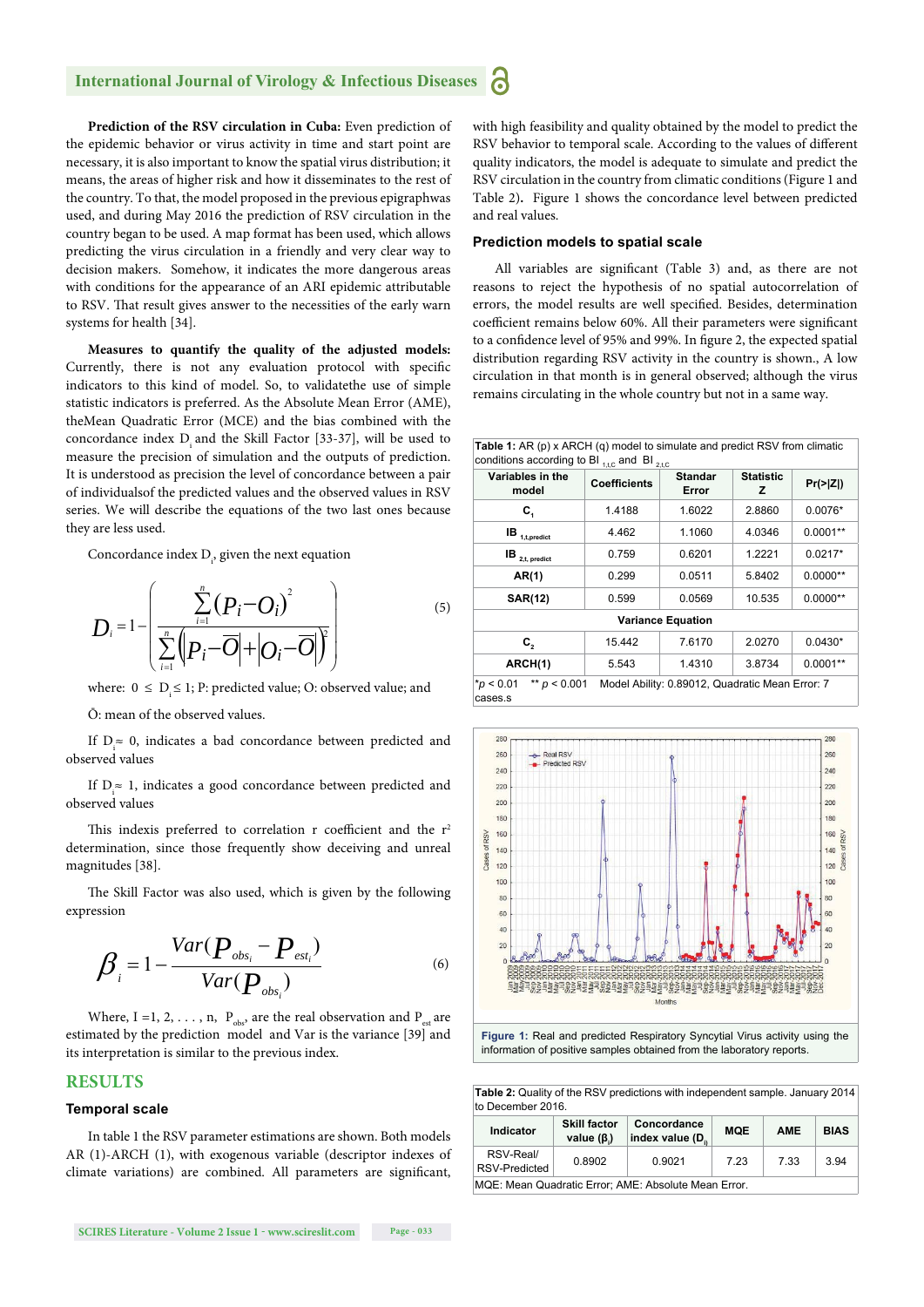**Prediction of the RSV circulation in Cuba:** Even prediction of the epidemic behavior or virus activity in time and start point are necessary, it is also important to know the spatial virus distribution; it means, the areas of higher risk and how it disseminates to the rest of the country. To that, the model proposed in the previous epigraphwas used, and during May 2016 the prediction of RSV circulation in the country began to be used. A map format has been used, which allows predicting the virus circulation in a friendly and very clear way to decision makers. Somehow, it indicates the more dangerous areas with conditions for the appearance of an ARI epidemic attributable to RSV. That result gives answer to the necessities of the early warn systems for health [34].

**Measures to quantify the quality of the adjusted models:** Currently, there is not any evaluation protocol with specific indicators to this kind of model. So, to validatethe use of simple statistic indicators is preferred. As the Absolute Mean Error (AME), theMean Quadratic Error (MCE) and the bias combined with the concordance index $D_i$ and the Skill Factor [33-37], will be used to measure the precision of simulation and the outputs of prediction. It is understood as precision the level of concordance between a pair of individualsof the predicted values and the observed values in RSV series. We will describe the equations of the two last ones because they are less used.

Concordance index $D_i$, given the next equation

$$D_i = 1 - \left( \frac{\sum_{i=1}^{n} (P_i - O_i)^2}{\sum_{i=1}^{n} \left( \left| P_i - \overline{O} \right| + \left| O_i - \overline{O} \right| \right)^2} \right) \tag{5}$$

where: $0 \le D_i \le 1$; P: predicted value; O: observed value; and

Ō: mean of the observed values.

If $D_i \approx 0$, indicates a bad concordance between predicted and observed values

If $D_i \approx 1$, indicates a good concordance between predicted and observed values

This indexis preferred to correlation r coefficient and the $r^2$ determination, since those frequently show deceiving and unreal magnitudes [38].

The Skill Factor was also used, which is given by the following expression

$$\beta_i = 1 - \frac{Var(P_{obs_i} - P_{est_i})}{Var(P_{obs_i})} \tag{6}$$

Where, I =1, 2, . . . , n, $P_{obs}$, are the real observation and $P_{est}$ are estimated by the prediction model and Var is the variance [39] and its interpretation is similar to the previous index.

## RESULTS

### Temporal scale

In table 1 the RSV parameter estimations are shown. Both models AR (1)-ARCH (1), with exogenous variable (descriptor indexes of climate variations) are combined. All parameters are significant, with high feasibility and quality obtained by the model to predict the RSV behavior to temporal scale. According to the values of different quality indicators, the model is adequate to simulate and predict the RSV circulation in the country from climatic conditions (Figure 1 and Table 2). Figure 1 shows the concordance level between predicted and real values.

### Prediction models to spatial scale

All variables are significant (Table 3) and, as there are not reasons to reject the hypothesis of no spatial autocorrelation of errors, the model results are well specified. Besides, determination coefficient remains below 60%. All their parameters were significant to a confidence level of 95% and 99%. In figure 2, the expected spatial distribution regarding RSV activity in the country is shown., A low circulation in that month is in general observed; although the virus remains circulating in the whole country but not in a same way.

**Table 1:** AR (p) x ARCH (q) model to simulate and predict RSV from climatic conditions according to BI $_{1,t,C}$ and BI $_{2,t,C}$

| Variables in the model | Coefficients | Standar Error | Statistic Z | Pr(>\|Z\|) |
|---|---|---|---|---|
| $C_1$ | 1.4188 | 1.6022 | 2.8860 | 0.0076* |
| IB $_{1,t,predict}$ | 4.462 | 1.1060 | 4.0346 | 0.0001** |
| IB $_{2,t,predict}$ | 0.759 | 0.6201 | 1.2221 | 0.0217* |
| AR(1) | 0.299 | 0.0511 | 5.8402 | 0.0000** |
| SAR(12) | 0.599 | 0.0569 | 10.535 | 0.0000** |
| Variance Equation | | | | |
| $C_2$ | 15.442 | 7.6170 | 2.0270 | 0.0430* |
| ARCH(1) | 5.543 | 1.4310 | 3.8734 | 0.0001** |

*$p < 0.01$ ** $p < 0.001$ Model Ability: 0.89012, Quadratic Mean Error: 7 cases.s

**Figure 1:** Real and predicted Respiratory Syncytial Virus activity using the information of positive samples obtained from the laboratory reports.

**Table 2:** Quality of the RSV predictions with independent sample. January 2014 to December 2016.

| Indicator | Skill factor value ($\beta_i$) | Concordance index value ($D_i$) | MQE | AME | BIAS |
|---|---|---|---|---|---|
| RSV-Real/ RSV-Predicted | 0.8902 | 0.9021 | 7.23 | 7.33 | 3.94 |

MQE: Mean Quadratic Error; AME: Absolute Mean Error.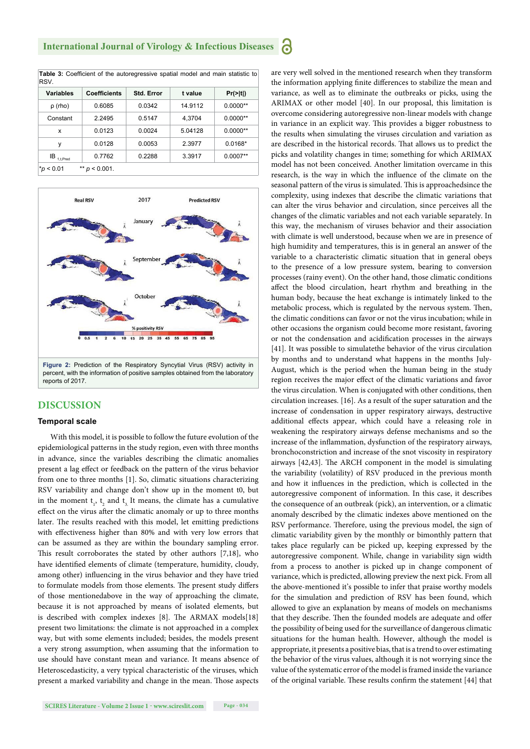**Table 3:** Coefficient of the autoregressive spatial model and main statistic to RSV.

| Variables | Coefficients | Std. Error | t value | Pr(>\|t\|) |
|---|---|---|---|---|
| ρ (rho) | 0.6085 | 0.0342 | 14.9112 | 0.0000** |
| Constant | 2.2495 | 0.5147 | 4,3704 | 0.0000** |
| x | 0.0123 | 0.0024 | 5.04128 | 0.0000** |
| y | 0.0128 | 0.0053 | 2.3977 | 0.0168* |
| $IB_{1,t,Pred}$ | 0.7762 | 0.2288 | 3.3917 | 0.0007** |

*$p < 0.01$ ** $p < 0.001$.

**Figure 2:** Prediction of the Respiratory Syncytial Virus (RSV) activity in percent, with the information of positive samples obtained from the laboratory reports of 2017.

## DISCUSSION

### Temporal scale

With this model, it is possible to follow the future evolution of the epidemiological patterns in the study region, even with three months in advance, since the variables describing the climatic anomalies present a lag effect or feedback on the pattern of the virus behavior from one to three months [1]. So, climatic situations characterizing RSV variability and change don't show up in the moment t0, but in the moment $t_1$, $t_2$ and $t_3$. It means, the climate has a cumulative effect on the virus after the climatic anomaly or up to three months later. The results reached with this model, let emitting predictions with effectiveness higher than 80% and with very low errors that can be assumed as they are within the boundary sampling error. This result corroborates the stated by other authors [7,18], who have identified elements of climate (temperature, humidity, cloudy, among other) influencing in the virus behavior and they have tried to formulate models from those elements. The present study differs of those mentionedabove in the way of approaching the climate, because it is not approached by means of isolated elements, but is described with complex indexes [8]. The ARMAX models[18] present two limitations: the climate is not approached in a complex way, but with some elements included; besides, the models present a very strong assumption, when assuming that the information to use should have constant mean and variance. It means absence of Heteroscedasticity, a very typical characteristic of the viruses, which present a marked variability and change in the mean. Those aspects are very well solved in the mentioned research when they transform the information applying finite differences to stabilize the mean and variance, as well as to eliminate the outbreaks or picks, using the ARIMAX or other model [40]. In our proposal, this limitation is overcome considering autoregressive non-linear models with change in variance in an explicit way. This provides a bigger robustness to the results when simulating the viruses circulation and variation as are described in the historical records. That allows us to predict the picks and volatility changes in time; something for which ARIMAX model has not been conceived. Another limitation overcame in this research, is the way in which the influence of the climate on the seasonal pattern of the virus is simulated. This is approachedsince the complexity, using indexes that describe the climatic variations that can alter the virus behavior and circulation, since perceives all the changes of the climatic variables and not each variable separately. In this way, the mechanism of viruses behavior and their association with climate is well understood, because when we are in presence of high humidity and temperatures, this is in general an answer of the variable to a characteristic climatic situation that in general obeys to the presence of a low pressure system, bearing to conversion processes (rainy event). On the other hand, those climatic conditions affect the blood circulation, heart rhythm and breathing in the human body, because the heat exchange is intimately linked to the metabolic process, which is regulated by the nervous system. Then, the climatic conditions can favor or not the virus incubation; while in other occasions the organism could become more resistant, favoring or not the condensation and acidification processes in the airways [41]. It was possible to simulatethe behavior of the virus circulation by months and to understand what happens in the months July-August, which is the period when the human being in the study region receives the major effect of the climatic variations and favor the virus circulation. When is conjugated with other conditions, then circulation increases. [16]. As a result of the super saturation and the increase of condensation in upper respiratory airways, destructive additional effects appear, which could have a releasing role in weakening the respiratory airways defense mechanisms and so the increase of the inflammation, dysfunction of the respiratory airways, bronchoconstriction and increase of the snot viscosity in respiratory airways [42,43]. The ARCH component in the model is simulating the variability (volatility) of RSV produced in the previous month and how it influences in the prediction, which is collected in the autoregressive component of information. In this case, it describes the consequence of an outbreak (pick), an intervention, or a climatic anomaly described by the climatic indexes above mentioned on the RSV performance. Therefore, using the previous model, the sign of climatic variability given by the monthly or bimonthly pattern that takes place regularly can be picked up, keeping expressed by the autoregressive component. While, change in variability sign width from a process to another is picked up in change component of variance, which is predicted, allowing preview the next pick. From all the above-mentioned it's possible to infer that praise worthy models for the simulation and prediction of RSV has been found, which allowed to give an explanation by means of models on mechanisms that they describe. Then the founded models are adequate and offer the possibility of being used for the surveillance of dangerous climatic situations for the human health. However, although the model is appropriate, it presents a positive bias, that is a trend to over estimating the behavior of the virus values, although it is not worrying since the value of the systematic error of the model is framed inside the variance of the original variable. These results confirm the statement [44] that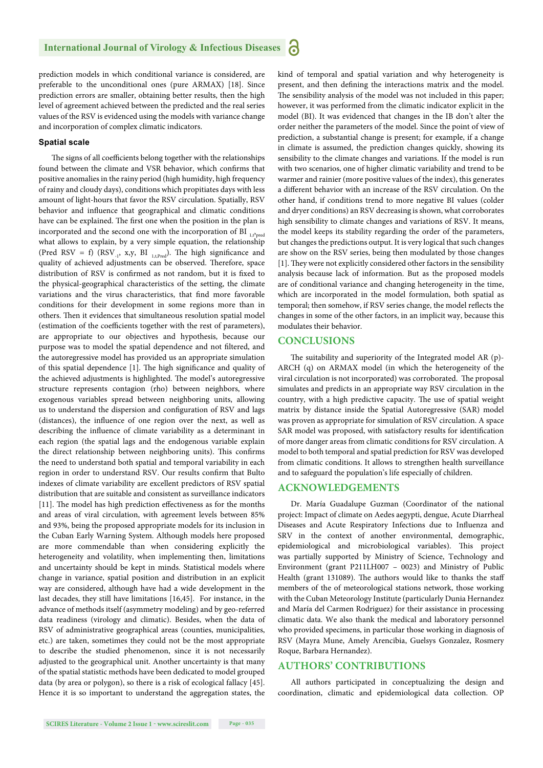prediction models in which conditional variance is considered, are preferable to the unconditional ones (pure ARMAX) [18]. Since prediction errors are smaller, obtaining better results, then the high level of agreement achieved between the predicted and the real series values of the RSV is evidenced using the models with variance change and incorporation of complex climatic indicators.

### Spatial scale

The signs of all coefficients belong together with the relationships found between the climate and VSR behavior, which confirms that positive anomalies in the rainy period (high humidity, high frequency of rainy and cloudy days), conditions which propitiates days with less amount of light-hours that favor the RSV circulation. Spatially, RSV behavior and influence that geographical and climatic conditions have can be explained. The first one when the position in the plan is incorporated and the second one with the incorporation of BI $_{1,t,pred}$ what allows to explain, by a very simple equation, the relationship (Pred RSV = f) (RSV$_{-1}$, x,y, BI $_{1,t,Pred}$). The high significance and quality of achieved adjustments can be observed. Therefore, space distribution of RSV is confirmed as not random, but it is fixed to the physical-geographical characteristics of the setting, the climate variations and the virus characteristics, that find more favorable conditions for their development in some regions more than in others. Then it evidences that simultaneous resolution spatial model (estimation of the coefficients together with the rest of parameters), are appropriate to our objectives and hypothesis, because our purpose was to model the spatial dependence and not filtered, and the autoregressive model has provided us an appropriate simulation of this spatial dependence [1]. The high significance and quality of the achieved adjustments is highlighted. The model's autoregressive structure represents contagion (rho) between neighbors, where exogenous variables spread between neighboring units, allowing us to understand the dispersion and configuration of RSV and lags (distances), the influence of one region over the next, as well as describing the influence of climate variability as a determinant in each region (the spatial lags and the endogenous variable explain the direct relationship between neighboring units). This confirms the need to understand both spatial and temporal variability in each region in order to understand RSV. Our results confirm that Bulto indexes of climate variability are excellent predictors of RSV spatial distribution that are suitable and consistent as surveillance indicators [11]. The model has high prediction effectiveness as for the months and areas of viral circulation, with agreement levels between 85% and 93%, being the proposed appropriate models for its inclusion in the Cuban Early Warning System. Although models here proposed are more commendable than when considering explicitly the heterogeneity and volatility, when implementing then, limitations and uncertainty should be kept in minds. Statistical models where change in variance, spatial position and distribution in an explicit way are considered, although have had a wide development in the last decades, they still have limitations [16,45]. For instance, in the advance of methods itself (asymmetry modeling) and by geo-referred data readiness (virology and climatic). Besides, when the data of RSV of administrative geographical areas (counties, municipalities, etc.) are taken, sometimes they could not be the most appropriate to describe the studied phenomenon, since it is not necessarily adjusted to the geographical unit. Another uncertainty is that many of the spatial statistic methods have been dedicated to model grouped data (by area or polygon), so there is a risk of ecological fallacy [45]. Hence it is so important to understand the aggregation states, the kind of temporal and spatial variation and why heterogeneity is present, and then defining the interactions matrix and the model. The sensibility analysis of the model was not included in this paper; however, it was performed from the climatic indicator explicit in the model (BI). It was evidenced that changes in the IB don't alter the order neither the parameters of the model. Since the point of view of prediction, a substantial change is present; for example, if a change in climate is assumed, the prediction changes quickly, showing its sensibility to the climate changes and variations. If the model is run with two scenarios, one of higher climatic variability and trend to be warmer and rainier (more positive values of the index), this generates a different behavior with an increase of the RSV circulation. On the other hand, if conditions trend to more negative BI values (colder and dryer conditions) an RSV decreasing is shown, what corroborates high sensibility to climate changes and variations of RSV. It means, the model keeps its stability regarding the order of the parameters, but changes the predictions output. It is very logical that such changes are show on the RSV series, being then modulated by those changes [1]. They were not explicitly considered other factors in the sensibility analysis because lack of information. But as the proposed models are of conditional variance and changing heterogeneity in the time, which are incorporated in the model formulation, both spatial as temporal; then somehow, if RSV series change, the model reflects the changes in some of the other factors, in an implicit way, because this modulates their behavior.

## CONCLUSIONS

The suitability and superiority of the Integrated model AR (p)-ARCH (q) on ARMAX model (in which the heterogeneity of the viral circulation is not incorporated) was corroborated. The proposal simulates and predicts in an appropriate way RSV circulation in the country, with a high predictive capacity. The use of spatial weight matrix by distance inside the Spatial Autoregressive (SAR) model was proven as appropriate for simulation of RSV circulation. A space SAR model was proposed, with satisfactory results for identification of more danger areas from climatic conditions for RSV circulation. A model to both temporal and spatial prediction for RSV was developed from climatic conditions. It allows to strengthen health surveillance and to safeguard the population's life especially of children.

## ACKNOWLEDGEMENTS

Dr. María Guadalupe Guzman (Coordinator of the national project: Impact of climate on Aedes aegypti, dengue, Acute Diarrheal Diseases and Acute Respiratory Infections due to Influenza and SRV in the context of another environmental, demographic, epidemiological and microbiological variables). This project was partially supported by Ministry of Science, Technology and Environment (grant P211LH007 – 0023) and Ministry of Public Health (grant 131089). The authors would like to thanks the staff members of the of the meteorological stations network, those working with the Cuban Meteorology Institute (particularly Dunia Hernandez and María del Carmen Rodriguez) for their assistance in processing climatic data. We also thank the medical and laboratory personnel who provided specimens, in particular those working in diagnosis of RSV (Mayra Mune, Amely Arencibia, Guelsys Gonzalez, Rosmery Roque, Barbara Hernandez).

## AUTHORS' CONTRIBUTIONS

All authors participated in conceptualizing the design and coordination, climatic and epidemiological data collection. OP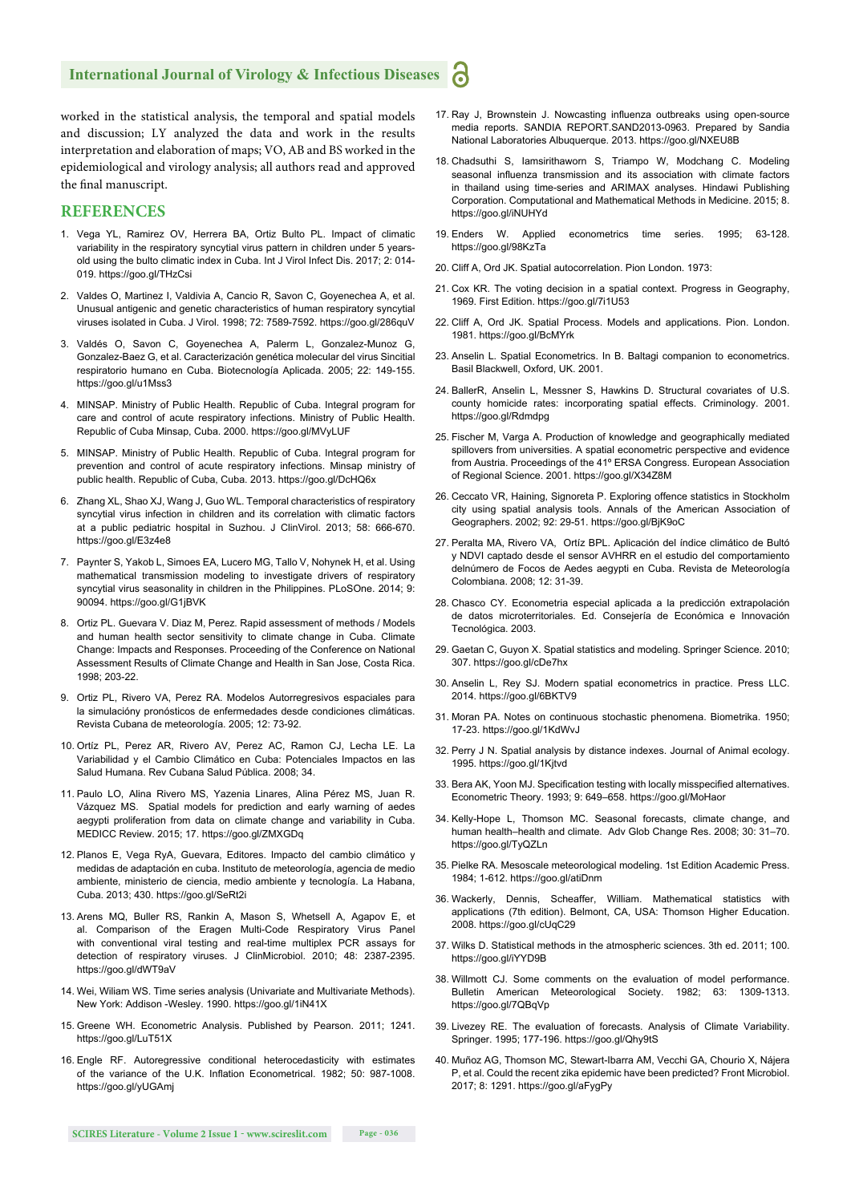worked in the statistical analysis, the temporal and spatial models and discussion; LY analyzed the data and work in the results interpretation and elaboration of maps; VO, AB and BS worked in the epidemiological and virology analysis; all authors read and approved the final manuscript.

## REFERENCES

1. Vega YL, Ramirez OV, Herrera BA, Ortiz Bulto PL. Impact of climatic variability in the respiratory syncytial virus pattern in children under 5 years-old using the bulto climatic index in Cuba. Int J Virol Infect Dis. 2017; 2: 014-019. https://goo.gl/THzCsi

2. Valdes O, Martinez I, Valdivia A, Cancio R, Savon C, Goyenechea A, et al. Unusual antigenic and genetic characteristics of human respiratory syncytial viruses isolated in Cuba. J Virol. 1998; 72: 7589-7592. https://goo.gl/286quV

3. Valdés O, Savon C, Goyenechea A, Palerm L, Gonzalez-Munoz G, Gonzalez-Baez G, et al. Caracterización genética molecular del virus Sincitial respiratorio humano en Cuba. Biotecnología Aplicada. 2005; 22: 149-155. https://goo.gl/u1Mss3

4. MINSAP. Ministry of Public Health. Republic of Cuba. Integral program for care and control of acute respiratory infections. Ministry of Public Health. Republic of Cuba Minsap, Cuba. 2000. https://goo.gl/MVyLUF

5. MINSAP. Ministry of Public Health. Republic of Cuba. Integral program for prevention and control of acute respiratory infections. Minsap ministry of public health. Republic of Cuba, Cuba. 2013. https://goo.gl/DcHQ6x

6. Zhang XL, Shao XJ, Wang J, Guo WL. Temporal characteristics of respiratory syncytial virus infection in children and its correlation with climatic factors at a public pediatric hospital in Suzhou. J ClinVirol. 2013; 58: 666-670. https://goo.gl/E3z4e8

7. Paynter S, Yakob L, Simoes EA, Lucero MG, Tallo V, Nohynek H, et al. Using mathematical transmission modeling to investigate drivers of respiratory syncytial virus seasonality in children in the Philippines. PLoSOne. 2014; 9: 90094. https://goo.gl/G1jBVK

8. Ortiz PL. Guevara V. Diaz M, Perez. Rapid assessment of methods / Models and human health sector sensitivity to climate change in Cuba. Climate Change: Impacts and Responses. Proceeding of the Conference on National Assessment Results of Climate Change and Health in San Jose, Costa Rica. 1998; 203-22.

9. Ortiz PL, Rivero VA, Perez RA. Modelos Autorregresivos espaciales para la simulacióny pronósticos de enfermedades desde condiciones climáticas. Revista Cubana de meteorología. 2005; 12: 73-92.

10. Ortíz PL, Perez AR, Rivero AV, Perez AC, Ramon CJ, Lecha LE. La Variabilidad y el Cambio Climático en Cuba: Potenciales Impactos en las Salud Humana. Rev Cubana Salud Pública. 2008; 34.

11. Paulo LO, Alina Rivero MS, Yazenia Linares, Alina Pérez MS, Juan R. Vázquez MS. Spatial models for prediction and early warning of aedes aegypti proliferation from data on climate change and variability in Cuba. MEDICC Review. 2015; 17. https://goo.gl/ZMXGDq

12. Planos E, Vega RyA, Guevara, Editores. Impacto del cambio climático y medidas de adaptación en cuba. Instituto de meteorología, agencia de medio ambiente, ministerio de ciencia, medio ambiente y tecnología. La Habana, Cuba. 2013; 430. https://goo.gl/SeRt2i

13. Arens MQ, Buller RS, Rankin A, Mason S, Whetsell A, Agapov E, et al. Comparison of the Eragen Multi-Code Respiratory Virus Panel with conventional viral testing and real-time multiplex PCR assays for detection of respiratory viruses. J ClinMicrobiol. 2010; 48: 2387-2395. https://goo.gl/dWT9aV

14. Wei, Wiliam WS. Time series analysis (Univariate and Multivariate Methods). New York: Addison -Wesley. 1990. https://goo.gl/1iN41X

15. Greene WH. Econometric Analysis. Published by Pearson. 2011; 1241. https://goo.gl/LuT51X

16. Engle RF. Autoregressive conditional heterocedasticity with estimates of the variance of the U.K. Inflation Econometrical. 1982; 50: 987-1008. https://goo.gl/yUGAmj

17. Ray J, Brownstein J. Nowcasting influenza outbreaks using open-source media reports. SANDIA REPORT.SAND2013-0963. Prepared by Sandia National Laboratories Albuquerque. 2013. https://goo.gl/NXEU8B

18. Chadsuthi S, Iamsirithaworn S, Triampo W, Modchang C. Modeling seasonal influenza transmission and its association with climate factors in thailand using time-series and ARIMAX analyses. Hindawi Publishing Corporation. Computational and Mathematical Methods in Medicine. 2015; 8. https://goo.gl/iNUHYd

19. Enders W. Applied econometrics time series. 1995; 63-128. https://goo.gl/98KzTa

20. Cliff A, Ord JK. Spatial autocorrelation. Pion London. 1973:

21. Cox KR. The voting decision in a spatial context. Progress in Geography, 1969. First Edition. https://goo.gl/7i1U53

22. Cliff A, Ord JK. Spatial Process. Models and applications. Pion. London. 1981. https://goo.gl/BcMYrk

23. Anselin L. Spatial Econometrics. In B. Baltagi companion to econometrics. Basil Blackwell, Oxford, UK. 2001.

24. BallerR, Anselin L, Messner S, Hawkins D. Structural covariates of U.S. county homicide rates: incorporating spatial effects. Criminology. 2001. https://goo.gl/Rdmdpg

25. Fischer M, Varga A. Production of knowledge and geographically mediated spillovers from universities. A spatial econometric perspective and evidence from Austria. Proceedings of the 41º ERSA Congress. European Association of Regional Science. 2001. https://goo.gl/X34Z8M

26. Ceccato VR, Haining, Signoreta P. Exploring offence statistics in Stockholm city using spatial analysis tools. Annals of the American Association of Geographers. 2002; 92: 29-51. https://goo.gl/BjK9oC

27. Peralta MA, Rivero VA, Ortíz BPL. Aplicación del índice climático de Bultó y NDVI captado desde el sensor AVHRR en el estudio del comportamiento delnúmero de Focos de Aedes aegypti en Cuba. Revista de Meteorología Colombiana. 2008; 12: 31-39.

28. Chasco CY. Econometria especial aplicada a la predicción extrapolación de datos microterritoriales. Ed. Consejería de Económica e Innovación Tecnológica. 2003.

29. Gaetan C, Guyon X. Spatial statistics and modeling. Springer Science. 2010; 307. https://goo.gl/cDe7hx

30. Anselin L, Rey SJ. Modern spatial econometrics in practice. Press LLC. 2014. https://goo.gl/6BKTV9

31. Moran PA. Notes on continuous stochastic phenomena. Biometrika. 1950; 17-23. https://goo.gl/1KdWvJ

32. Perry J N. Spatial analysis by distance indexes. Journal of Animal ecology. 1995. https://goo.gl/1Kjtvd

33. Bera AK, Yoon MJ. Specification testing with locally misspecified alternatives. Econometric Theory. 1993; 9: 649–658. https://goo.gl/MoHaor

34. Kelly-Hope L, Thomson MC. Seasonal forecasts, climate change, and human health–health and climate. Adv Glob Change Res. 2008; 30: 31–70. https://goo.gl/TyQZLn

35. Pielke RA. Mesoscale meteorological modeling. 1st Edition Academic Press. 1984; 1-612. https://goo.gl/atiDnm

36. Wackerly, Dennis, Scheaffer, William. Mathematical statistics with applications (7th edition). Belmont, CA, USA: Thomson Higher Education. 2008. https://goo.gl/cUqC29

37. Wilks D. Statistical methods in the atmospheric sciences. 3th ed. 2011; 100. https://goo.gl/iYYD9B

38. Willmott CJ. Some comments on the evaluation of model performance. Bulletin American Meteorological Society. 1982; 63: 1309-1313. https://goo.gl/7QBqVp

39. Livezey RE. The evaluation of forecasts. Analysis of Climate Variability. Springer. 1995; 177-196. https://goo.gl/Qhy9tS

40. Muñoz AG, Thomson MC, Stewart-Ibarra AM, Vecchi GA, Chourio X, Nájera P, et al. Could the recent zika epidemic have been predicted? Front Microbiol. 2017; 8: 1291. https://goo.gl/aFygPy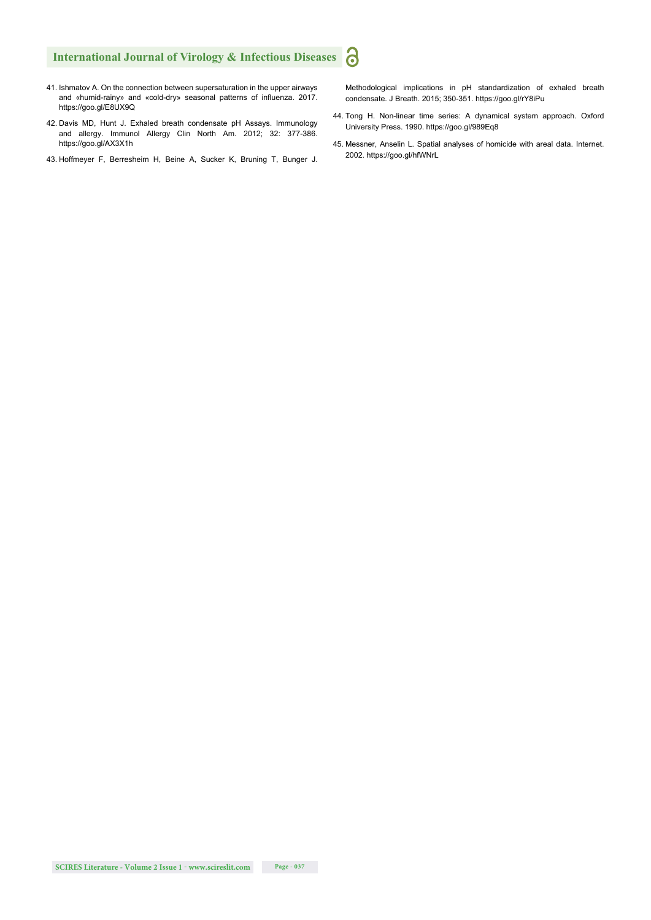41. Ishmatov A. On the connection between supersaturation in the upper airways and «humid-rainy» and «cold-dry» seasonal patterns of influenza. 2017. https://goo.gl/E8UX9Q

42. Davis MD, Hunt J. Exhaled breath condensate pH Assays. Immunology and allergy. Immunol Allergy Clin North Am. 2012; 32: 377-386. https://goo.gl/AX3X1h

43. Hoffmeyer F, Berresheim H, Beine A, Sucker K, Bruning T, Bunger J. Methodological implications in pH standardization of exhaled breath condensate. J Breath. 2015; 350-351. https://goo.gl/rY8iPu

44. Tong H. Non-linear time series: A dynamical system approach. Oxford University Press. 1990. https://goo.gl/989Eq8

45. Messner, Anselin L. Spatial analyses of homicide with areal data. Internet. 2002. https://goo.gl/hfWNrL